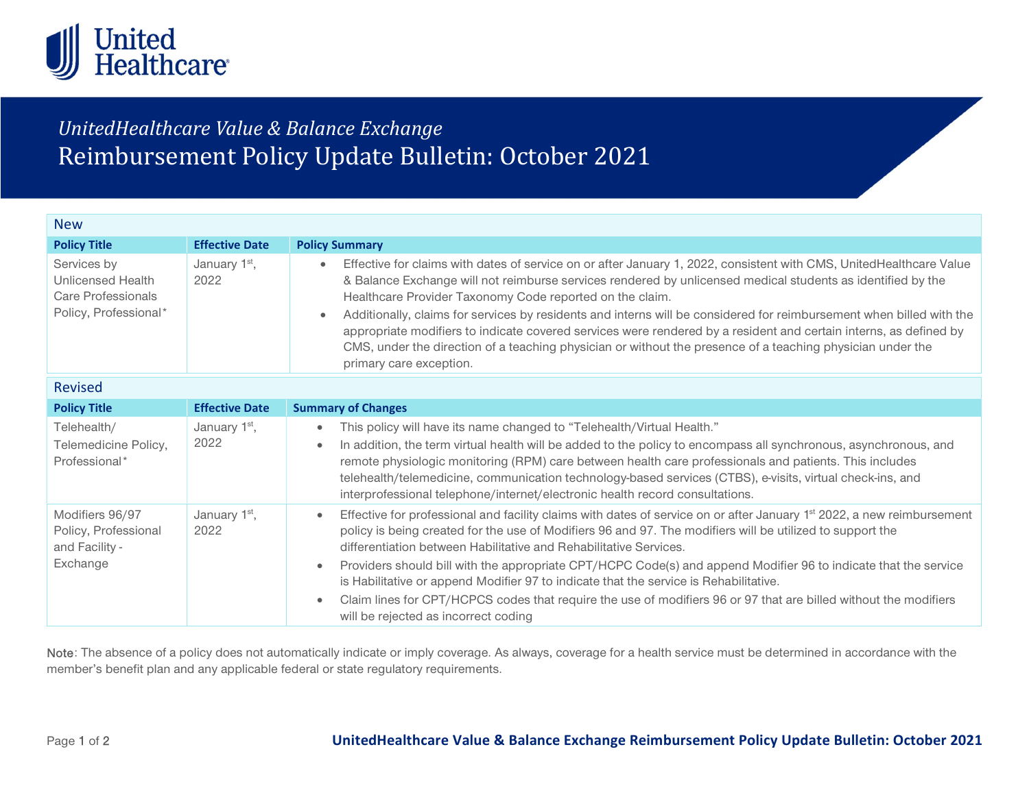*UnitedHealthcare Value & Balance Exchange*

# Reimbursement Policy Update Bulletin: October 2021

## New

| Policy Title | Effective Date | Policy Summary |
|---|---|---|
| Services by Unlicensed Health Care Professionals Policy, Professional* | January 1st, 2022 | • Effective for claims with dates of service on or after January 1, 2022, consistent with CMS, UnitedHealthcare Value & Balance Exchange will not reimburse services rendered by unlicensed medical students as identified by the Healthcare Provider Taxonomy Code reported on the claim.<br>• Additionally, claims for services by residents and interns will be considered for reimbursement when billed with the appropriate modifiers to indicate covered services were rendered by a resident and certain interns, as defined by CMS, under the direction of a teaching physician or without the presence of a teaching physician under the primary care exception. |

## Revised

| Policy Title | Effective Date | Summary of Changes |
|---|---|---|
| Telehealth/ Telemedicine Policy, Professional* | January 1st, 2022 | • This policy will have its name changed to "Telehealth/Virtual Health."<br>• In addition, the term virtual health will be added to the policy to encompass all synchronous, asynchronous, and remote physiologic monitoring (RPM) care between health care professionals and patients. This includes telehealth/telemedicine, communication technology-based services (CTBS), e-visits, virtual check-ins, and interprofessional telephone/internet/electronic health record consultations. |
| Modifiers 96/97 Policy, Professional and Facility - Exchange | January 1st, 2022 | • Effective for professional and facility claims with dates of service on or after January 1st 2022, a new reimbursement policy is being created for the use of Modifiers 96 and 97. The modifiers will be utilized to support the differentiation between Habilitative and Rehabilitative Services.<br>• Providers should bill with the appropriate CPT/HCPC Code(s) and append Modifier 96 to indicate that the service is Habilitative or append Modifier 97 to indicate that the service is Rehabilitative.<br>• Claim lines for CPT/HCPCS codes that require the use of modifiers 96 or 97 that are billed without the modifiers will be rejected as incorrect coding |

Note: The absence of a policy does not automatically indicate or imply coverage. As always, coverage for a health service must be determined in accordance with the member's benefit plan and any applicable federal or state regulatory requirements.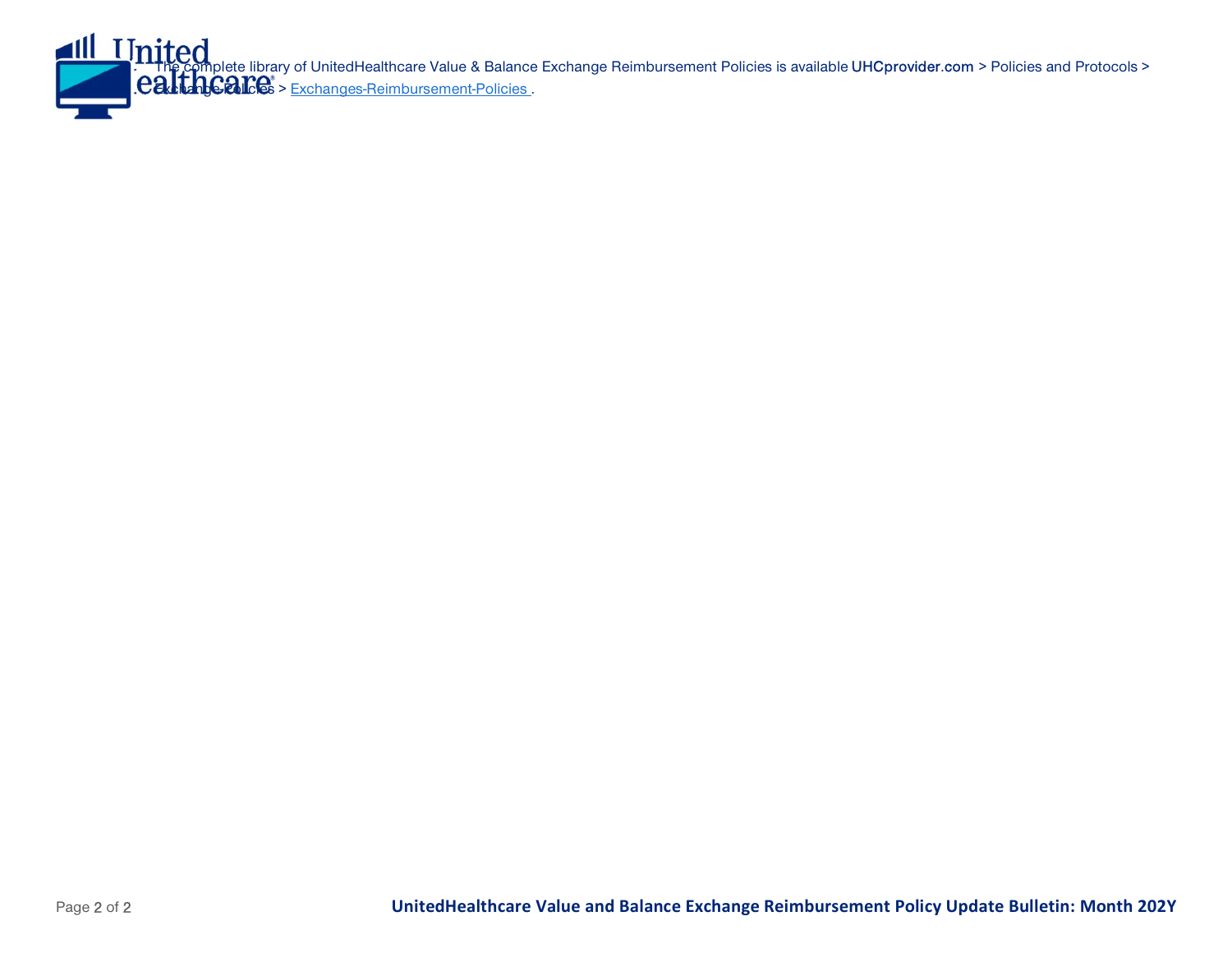The complete library of UnitedHealthcare Value & Balance Exchange Reimbursement Policies is available **UHCprovider.com** > Policies and Protocols > Exchange Policies > [Exchanges-Reimbursement-Policies](Exchanges-Reimbursement-Policies) .